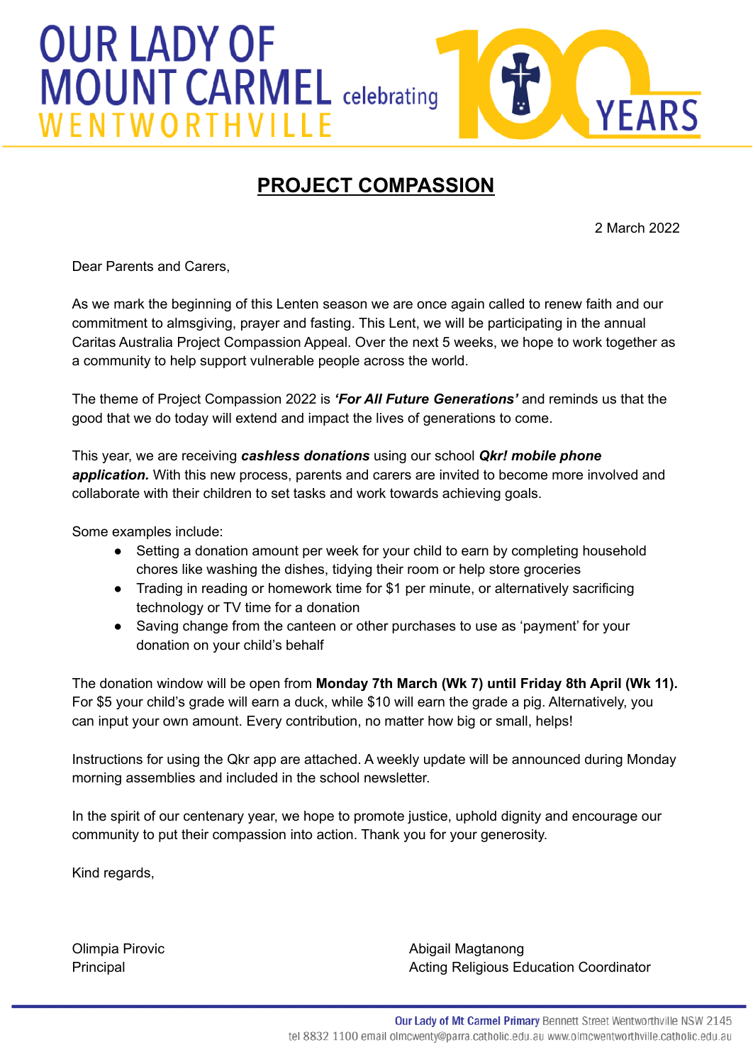OUR LADY OF MOUNT CARMEL WENTWORTHVILLE celebrating 100 YEARS

# PROJECT COMPASSION

2 March 2022

Dear Parents and Carers,

As we mark the beginning of this Lenten season we are once again called to renew faith and our commitment to almsgiving, prayer and fasting. This Lent, we will be participating in the annual Caritas Australia Project Compassion Appeal. Over the next 5 weeks, we hope to work together as a community to help support vulnerable people across the world.

The theme of Project Compassion 2022 is ***'For All Future Generations'*** and reminds us that the good that we do today will extend and impact the lives of generations to come.

This year, we are receiving ***cashless donations*** using our school ***Qkr! mobile phone application.*** With this new process, parents and carers are invited to become more involved and collaborate with their children to set tasks and work towards achieving goals.

Some examples include:

- Setting a donation amount per week for your child to earn by completing household chores like washing the dishes, tidying their room or help store groceries
- Trading in reading or homework time for $1 per minute, or alternatively sacrificing technology or TV time for a donation
- Saving change from the canteen or other purchases to use as 'payment' for your donation on your child's behalf

The donation window will be open from **Monday 7th March (Wk 7) until Friday 8th April (Wk 11).** For $5 your child's grade will earn a duck, while $10 will earn the grade a pig. Alternatively, you can input your own amount. Every contribution, no matter how big or small, helps!

Instructions for using the Qkr app are attached. A weekly update will be announced during Monday morning assemblies and included in the school newsletter.

In the spirit of our centenary year, we hope to promote justice, uphold dignity and encourage our community to put their compassion into action. Thank you for your generosity.

Kind regards,

Olimpia Pirovic
Principal

Abigail Magtanong
Acting Religious Education Coordinator

**Our Lady of Mt Carmel Primary** Bennett Street Wentworthville NSW 2145
tel 8832 1100 email olmcwenty@parra.catholic.edu.au www.olmcwentworthville.catholic.edu.au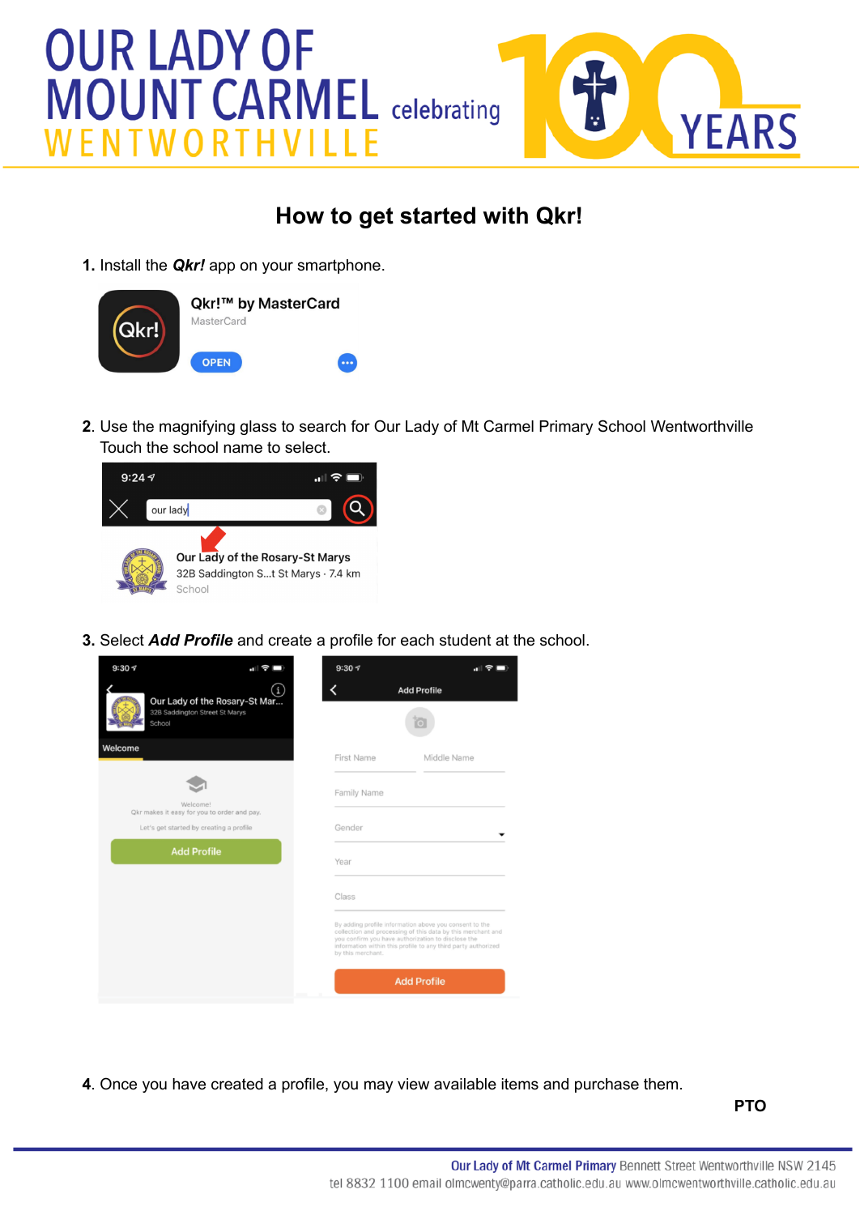# How to get started with Qkr!

**1.** Install the ***Qkr!*** app on your smartphone.

**2.** Use the magnifying glass to search for Our Lady of Mt Carmel Primary School Wentworthville
Touch the school name to select.

**3.** Select ***Add Profile*** and create a profile for each student at the school.

**4.** Once you have created a profile, you may view available items and purchase them.

**PTO**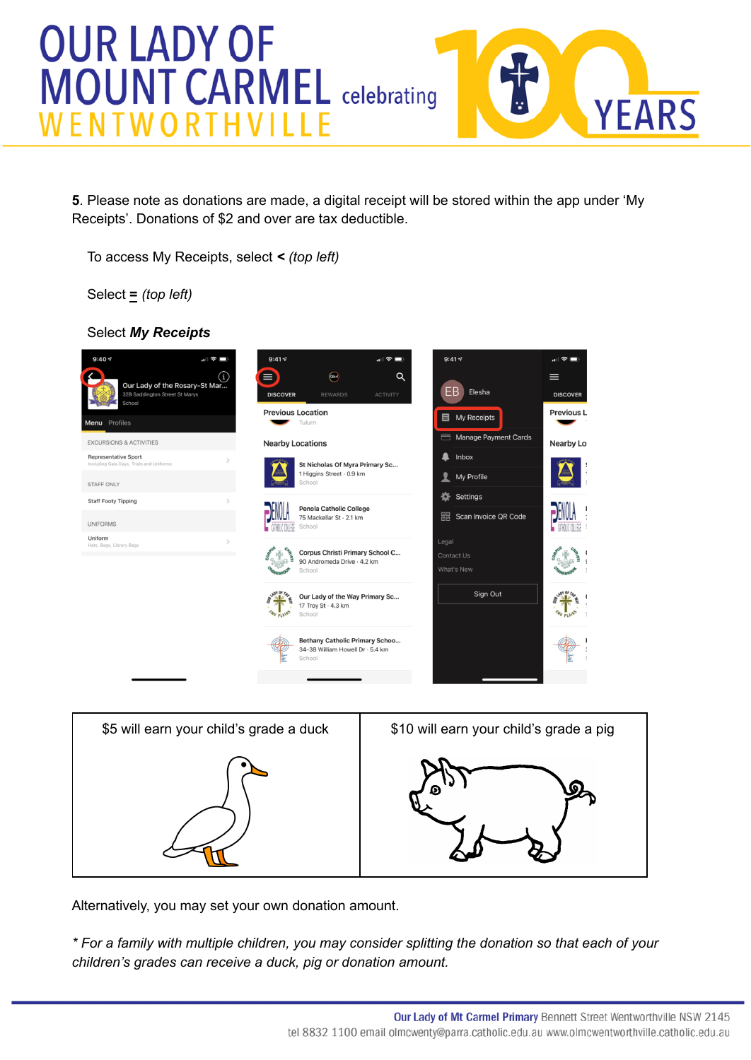**5**. Please note as donations are made, a digital receipt will be stored within the app under 'My Receipts'. Donations of $2 and over are tax deductible.

To access My Receipts, select **<** *(top left)*

Select **=** *(top left)*

Select ***My Receipts***

| | |
|---|---|
| $5 will earn your child's grade a duck | $10 will earn your child's grade a pig |

Alternatively, you may set your own donation amount.

*\* For a family with multiple children, you may consider splitting the donation so that each of your children's grades can receive a duck, pig or donation amount.*